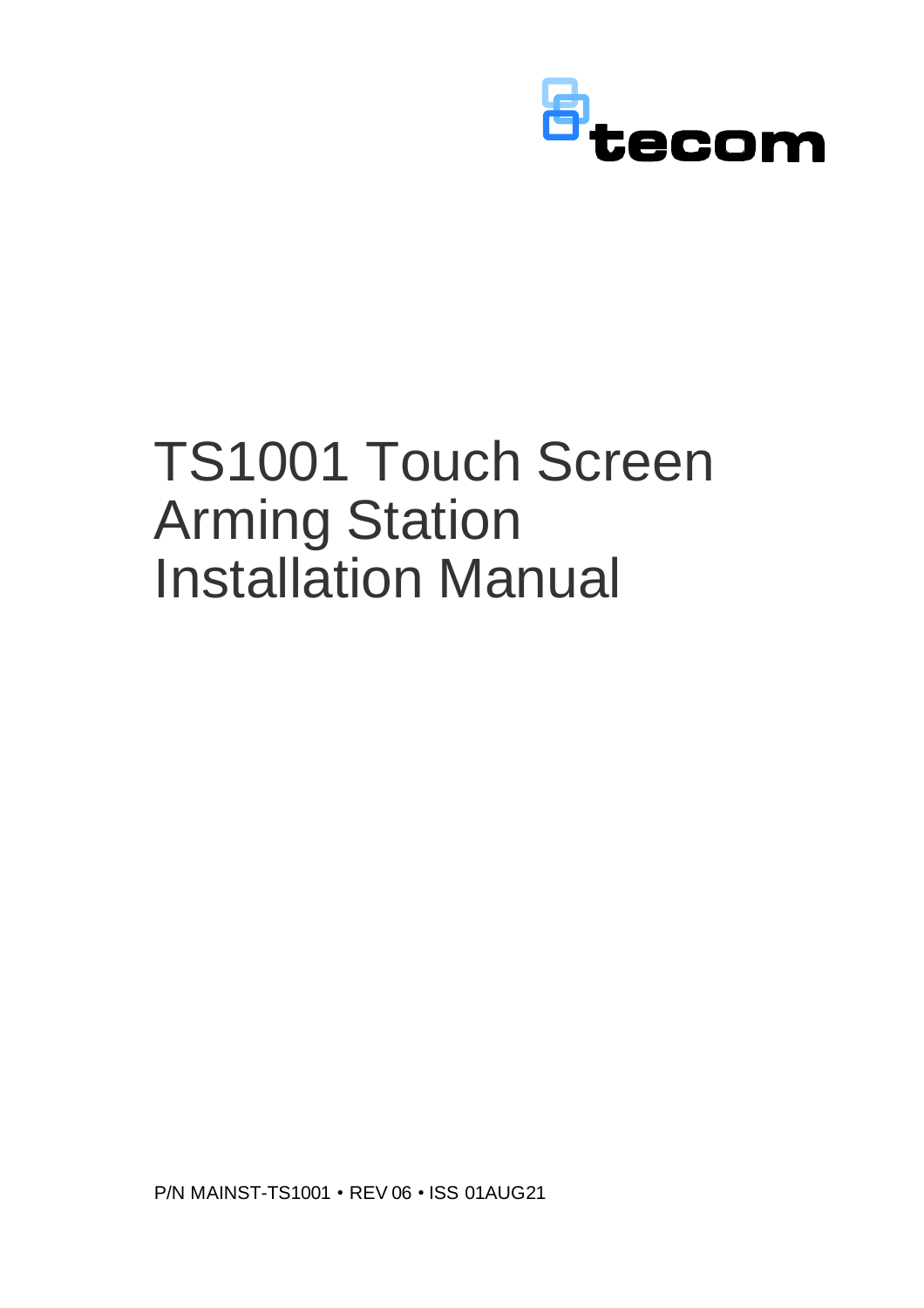tecom

# TS1001 Touch Screen Arming Station Installation Manual

P/N MAINST-TS1001 • REV 06 • ISS 01AUG21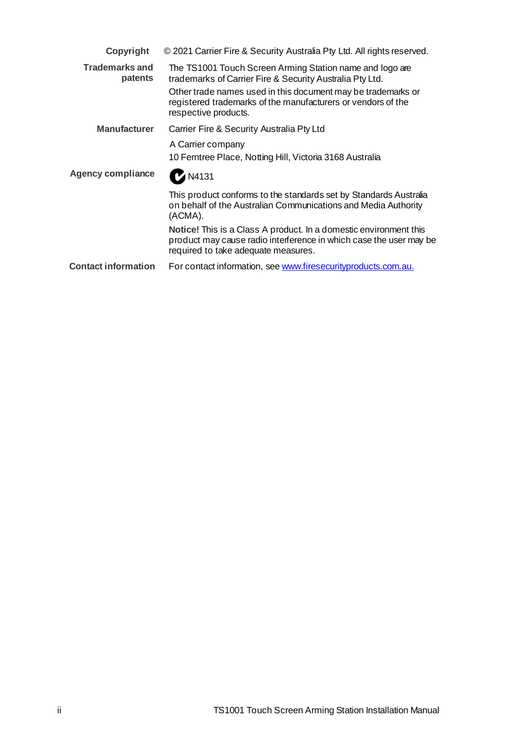**Copyright** © 2021 Carrier Fire & Security Australia Pty Ltd. All rights reserved.

**Trademarks and patents** The TS1001 Touch Screen Arming Station name and logo are trademarks of Carrier Fire & Security Australia Pty Ltd.

Other trade names used in this document may be trademarks or registered trademarks of the manufacturers or vendors of the respective products.

**Manufacturer** Carrier Fire & Security Australia Pty Ltd

A Carrier company

10 Ferntree Place, Notting Hill, Victoria 3168 Australia

**Agency compliance** N4131

This product conforms to the standards set by Standards Australia on behalf of the Australian Communications and Media Authority (ACMA).

**Notice!** This is a Class A product. In a domestic environment this product may cause radio interference in which case the user may be required to take adequate measures.

**Contact information** For contact information, see www.firesecurityproducts.com.au.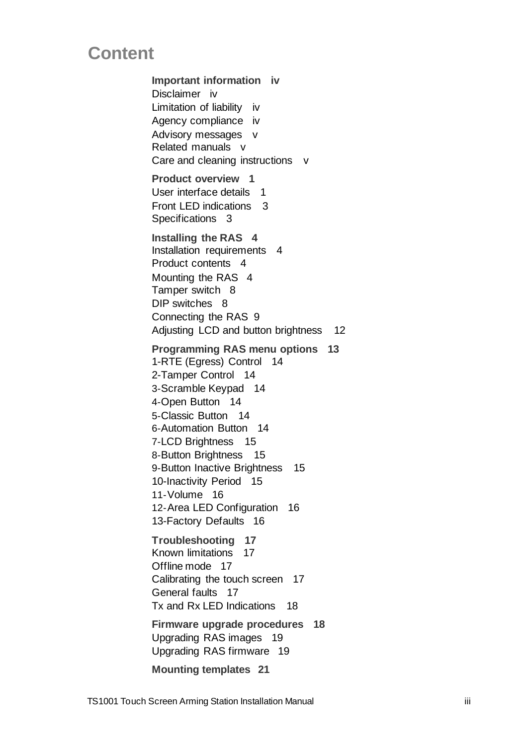# Content

**Important information iv**
Disclaimer iv
Limitation of liability iv
Agency compliance iv
Advisory messages v
Related manuals v
Care and cleaning instructions v

**Product overview 1**
User interface details 1
Front LED indications 3
Specifications 3

**Installing the RAS 4**
Installation requirements 4
Product contents 4
Mounting the RAS 4
Tamper switch 8
DIP switches 8
Connecting the RAS 9
Adjusting LCD and button brightness 12

**Programming RAS menu options 13**
1-RTE (Egress) Control 14
2-Tamper Control 14
3-Scramble Keypad 14
4-Open Button 14
5-Classic Button 14
6-Automation Button 14
7-LCD Brightness 15
8-Button Brightness 15
9-Button Inactive Brightness 15
10-Inactivity Period 15
11-Volume 16
12-Area LED Configuration 16
13-Factory Defaults 16

**Troubleshooting 17**
Known limitations 17
Offline mode 17
Calibrating the touch screen 17
General faults 17
Tx and Rx LED Indications 18

**Firmware upgrade procedures 18**
Upgrading RAS images 19
Upgrading RAS firmware 19

**Mounting templates 21**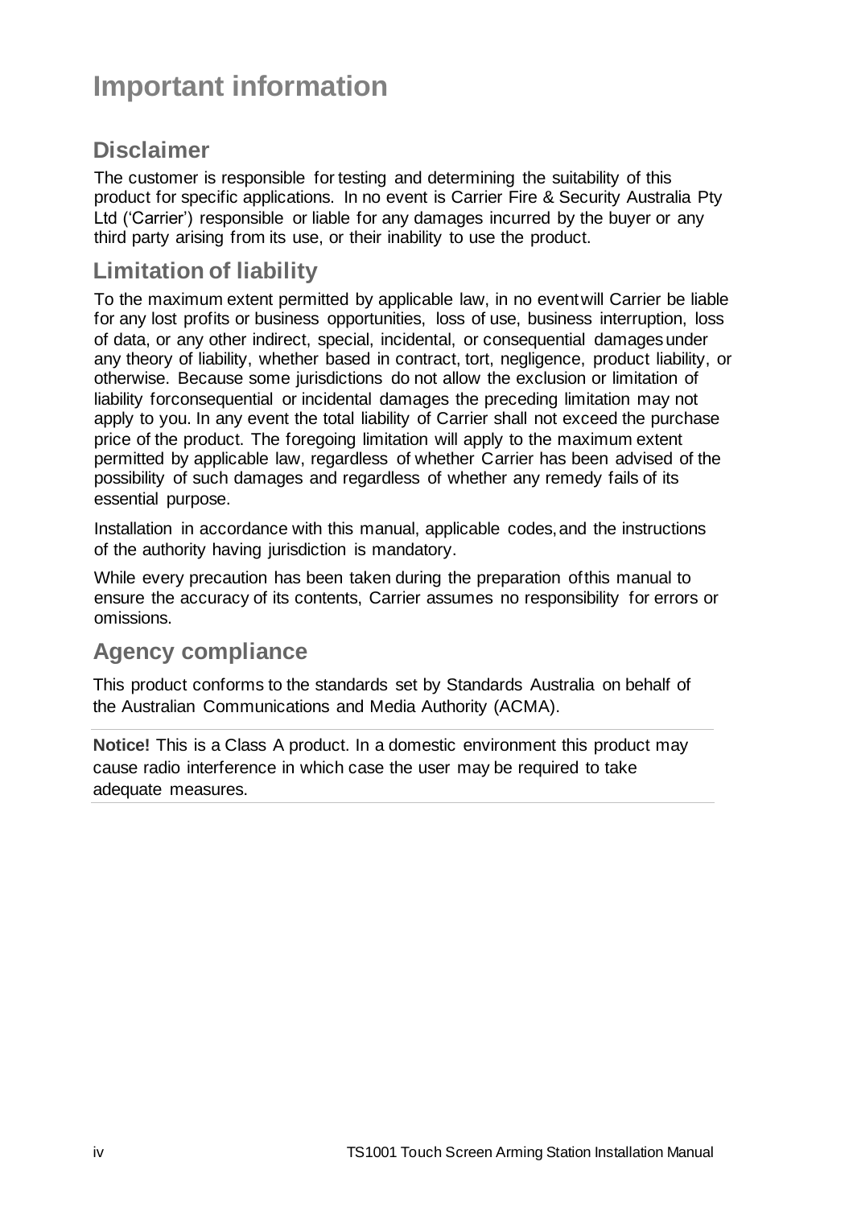# Important information

## Disclaimer

The customer is responsible for testing and determining the suitability of this product for specific applications. In no event is Carrier Fire & Security Australia Pty Ltd ('Carrier') responsible or liable for any damages incurred by the buyer or any third party arising from its use, or their inability to use the product.

## Limitation of liability

To the maximum extent permitted by applicable law, in no event will Carrier be liable for any lost profits or business opportunities, loss of use, business interruption, loss of data, or any other indirect, special, incidental, or consequential damages under any theory of liability, whether based in contract, tort, negligence, product liability, or otherwise. Because some jurisdictions do not allow the exclusion or limitation of liability forconsequential or incidental damages the preceding limitation may not apply to you. In any event the total liability of Carrier shall not exceed the purchase price of the product. The foregoing limitation will apply to the maximum extent permitted by applicable law, regardless of whether Carrier has been advised of the possibility of such damages and regardless of whether any remedy fails of its essential purpose.

Installation in accordance with this manual, applicable codes, and the instructions of the authority having jurisdiction is mandatory.

While every precaution has been taken during the preparation of this manual to ensure the accuracy of its contents, Carrier assumes no responsibility for errors or omissions.

## Agency compliance

This product conforms to the standards set by Standards Australia on behalf of the Australian Communications and Media Authority (ACMA).

**Notice!** This is a Class A product. In a domestic environment this product may cause radio interference in which case the user may be required to take adequate measures.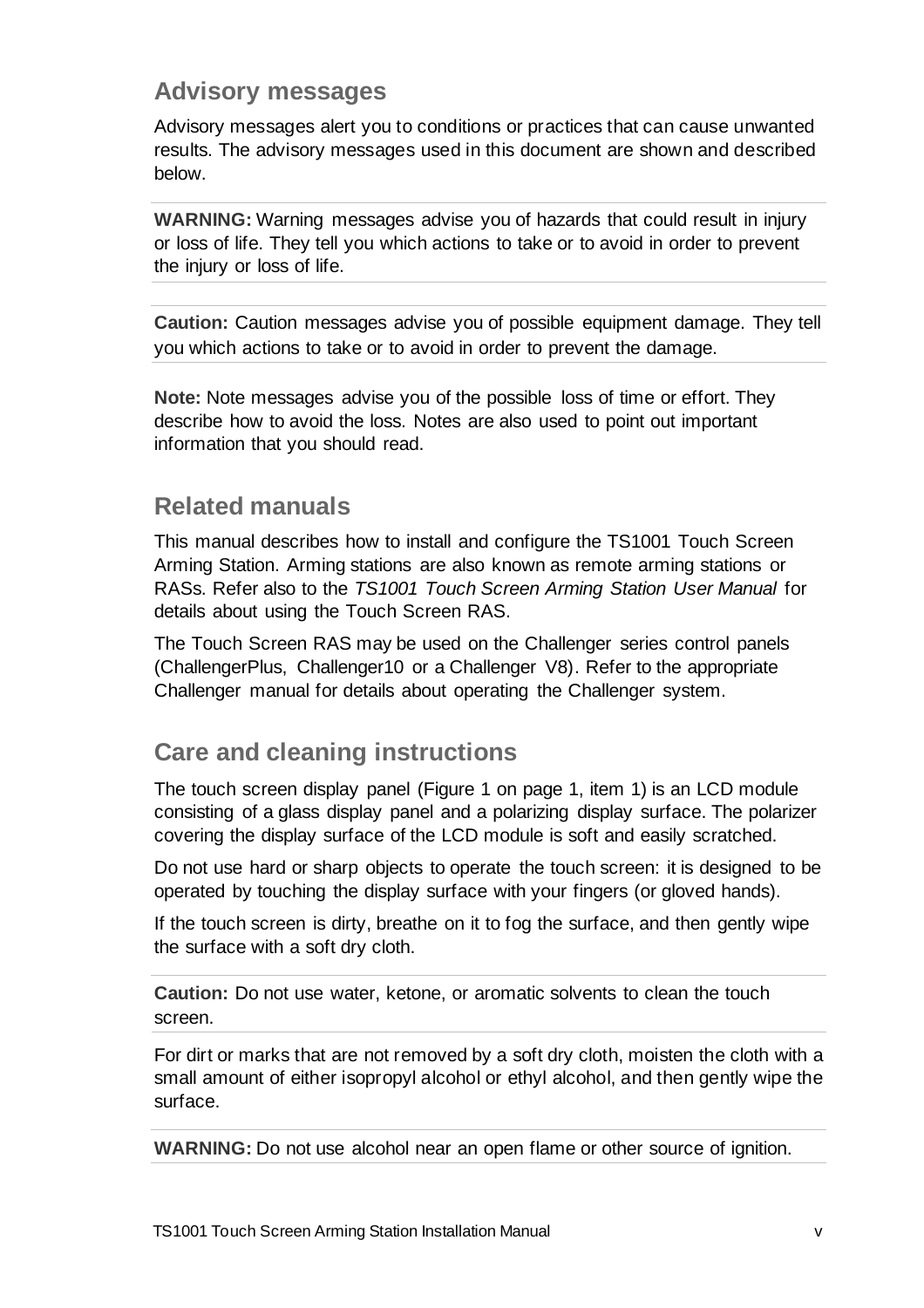## Advisory messages

Advisory messages alert you to conditions or practices that can cause unwanted results. The advisory messages used in this document are shown and described below.

**WARNING:** Warning messages advise you of hazards that could result in injury or loss of life. They tell you which actions to take or to avoid in order to prevent the injury or loss of life.

**Caution:** Caution messages advise you of possible equipment damage. They tell you which actions to take or to avoid in order to prevent the damage.

**Note:** Note messages advise you of the possible loss of time or effort. They describe how to avoid the loss. Notes are also used to point out important information that you should read.

## Related manuals

This manual describes how to install and configure the TS1001 Touch Screen Arming Station. Arming stations are also known as remote arming stations or RASs. Refer also to the *TS1001 Touch Screen Arming Station User Manual* for details about using the Touch Screen RAS.

The Touch Screen RAS may be used on the Challenger series control panels (ChallengerPlus, Challenger10 or a Challenger V8). Refer to the appropriate Challenger manual for details about operating the Challenger system.

## Care and cleaning instructions

The touch screen display panel (Figure 1 on page 1, item 1) is an LCD module consisting of a glass display panel and a polarizing display surface. The polarizer covering the display surface of the LCD module is soft and easily scratched.

Do not use hard or sharp objects to operate the touch screen: it is designed to be operated by touching the display surface with your fingers (or gloved hands).

If the touch screen is dirty, breathe on it to fog the surface, and then gently wipe the surface with a soft dry cloth.

**Caution:** Do not use water, ketone, or aromatic solvents to clean the touch screen.

For dirt or marks that are not removed by a soft dry cloth, moisten the cloth with a small amount of either isopropyl alcohol or ethyl alcohol, and then gently wipe the surface.

**WARNING:** Do not use alcohol near an open flame or other source of ignition.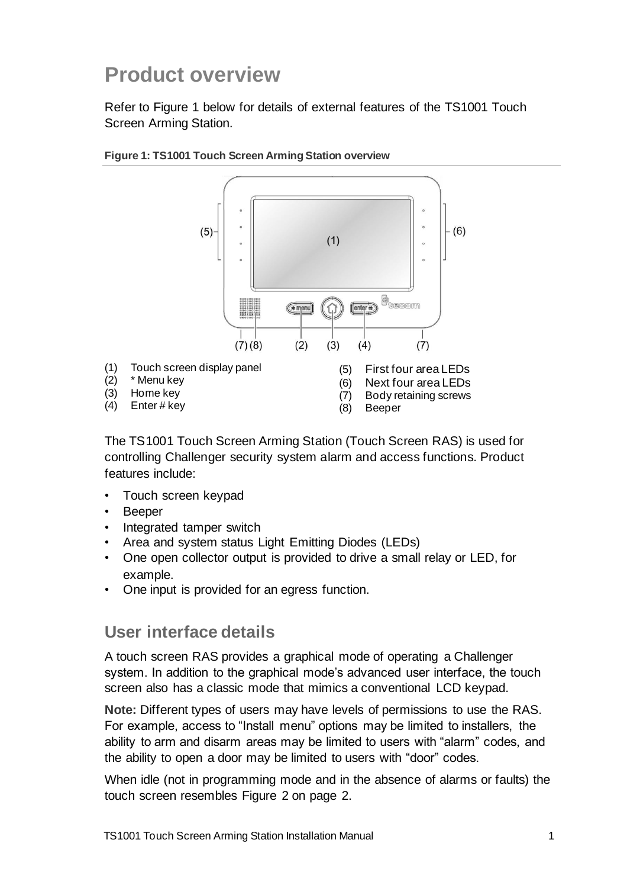# Product overview

Refer to Figure 1 below for details of external features of the TS1001 Touch Screen Arming Station.

**Figure 1: TS1001 Touch Screen Arming Station overview**

(1) Touch screen display panel
(2) * Menu key
(3) Home key
(4) Enter # key
(5) First four area LEDs
(6) Next four area LEDs
(7) Body retaining screws
(8) Beeper

The TS1001 Touch Screen Arming Station (Touch Screen RAS) is used for controlling Challenger security system alarm and access functions. Product features include:

- Touch screen keypad
- Beeper
- Integrated tamper switch
- Area and system status Light Emitting Diodes (LEDs)
- One open collector output is provided to drive a small relay or LED, for example.
- One input is provided for an egress function.

## User interface details

A touch screen RAS provides a graphical mode of operating a Challenger system. In addition to the graphical mode's advanced user interface, the touch screen also has a classic mode that mimics a conventional LCD keypad.

**Note:** Different types of users may have levels of permissions to use the RAS. For example, access to "Install menu" options may be limited to installers, the ability to arm and disarm areas may be limited to users with "alarm" codes, and the ability to open a door may be limited to users with "door" codes.

When idle (not in programming mode and in the absence of alarms or faults) the touch screen resembles Figure 2 on page 2.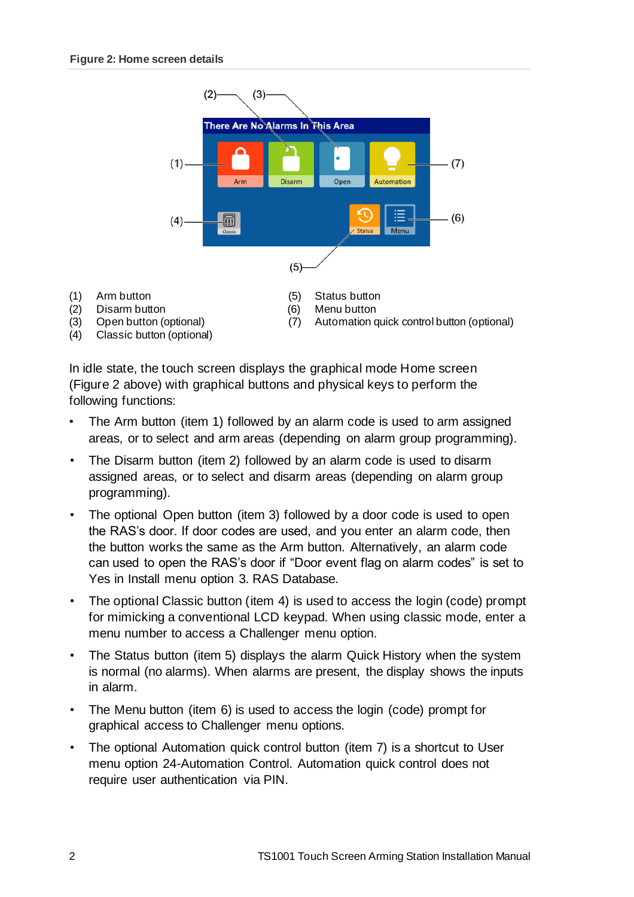**Figure 2: Home screen details**

(1) Arm button
(2) Disarm button
(3) Open button (optional)
(4) Classic button (optional)
(5) Status button
(6) Menu button
(7) Automation quick control button (optional)

In idle state, the touch screen displays the graphical mode Home screen (Figure 2 above) with graphical buttons and physical keys to perform the following functions:

- The Arm button (item 1) followed by an alarm code is used to arm assigned areas, or to select and arm areas (depending on alarm group programming).
- The Disarm button (item 2) followed by an alarm code is used to disarm assigned areas, or to select and disarm areas (depending on alarm group programming).
- The optional Open button (item 3) followed by a door code is used to open the RAS's door. If door codes are used, and you enter an alarm code, then the button works the same as the Arm button. Alternatively, an alarm code can used to open the RAS's door if "Door event flag on alarm codes" is set to Yes in Install menu option 3. RAS Database.
- The optional Classic button (item 4) is used to access the login (code) prompt for mimicking a conventional LCD keypad. When using classic mode, enter a menu number to access a Challenger menu option.
- The Status button (item 5) displays the alarm Quick History when the system is normal (no alarms). When alarms are present, the display shows the inputs in alarm.
- The Menu button (item 6) is used to access the login (code) prompt for graphical access to Challenger menu options.
- The optional Automation quick control button (item 7) is a shortcut to User menu option 24-Automation Control. Automation quick control does not require user authentication via PIN.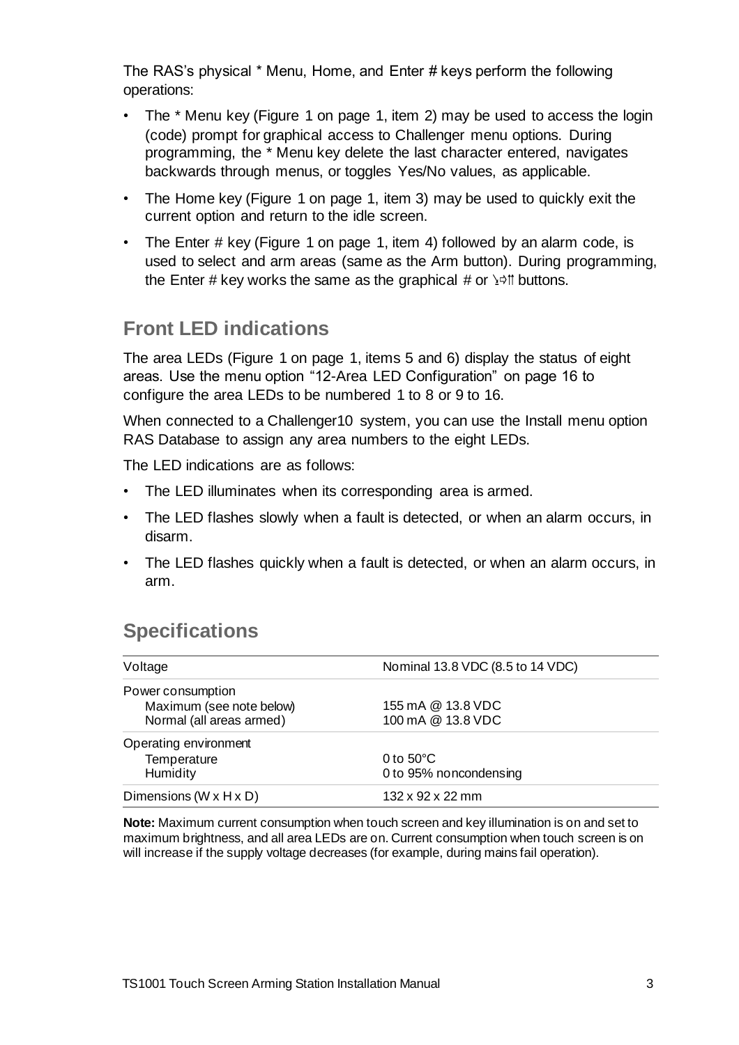The RAS's physical * Menu, Home, and Enter # keys perform the following operations:

- The * Menu key (Figure 1 on page 1, item 2) may be used to access the login (code) prompt for graphical access to Challenger menu options. During programming, the * Menu key delete the last character entered, navigates backwards through menus, or toggles Yes/No values, as applicable.
- The Home key (Figure 1 on page 1, item 3) may be used to quickly exit the current option and return to the idle screen.
- The Enter # key (Figure 1 on page 1, item 4) followed by an alarm code, is used to select and arm areas (same as the Arm button). During programming, the Enter # key works the same as the graphical # or ↳⇨⇈ buttons.

## Front LED indications

The area LEDs (Figure 1 on page 1, items 5 and 6) display the status of eight areas. Use the menu option "12-Area LED Configuration" on page 16 to configure the area LEDs to be numbered 1 to 8 or 9 to 16.

When connected to a Challenger10 system, you can use the Install menu option RAS Database to assign any area numbers to the eight LEDs.

The LED indications are as follows:

- The LED illuminates when its corresponding area is armed.
- The LED flashes slowly when a fault is detected, or when an alarm occurs, in disarm.
- The LED flashes quickly when a fault is detected, or when an alarm occurs, in arm.

## Specifications

| | |
|---|---|
| Voltage | Nominal 13.8 VDC (8.5 to 14 VDC) |
| Power consumption<br>Maximum (see note below)<br>Normal (all areas armed) | <br>155 mA @ 13.8 VDC<br>100 mA @ 13.8 VDC |
| Operating environment<br>Temperature<br>Humidity | <br>0 to 50°C<br>0 to 95% noncondensing |
| Dimensions (W x H x D) | 132 x 92 x 22 mm |

**Note:** Maximum current consumption when touch screen and key illumination is on and set to maximum brightness, and all area LEDs are on. Current consumption when touch screen is on will increase if the supply voltage decreases (for example, during mains fail operation).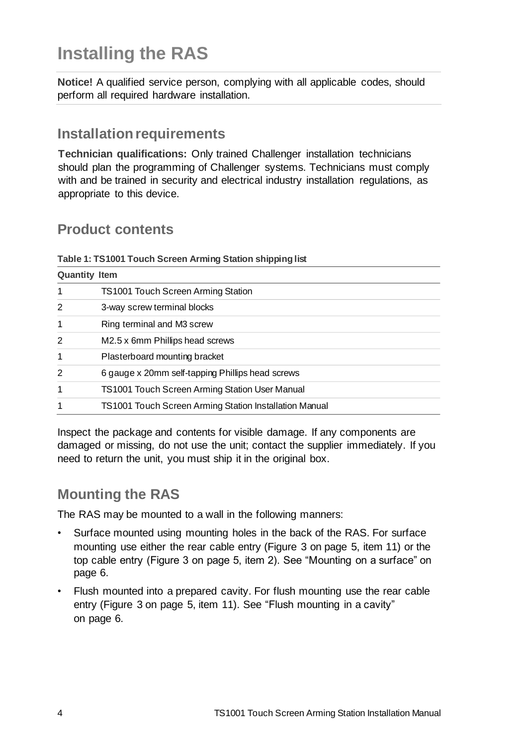# Installing the RAS

**Notice!** A qualified service person, complying with all applicable codes, should perform all required hardware installation.

## Installation requirements

**Technician qualifications:** Only trained Challenger installation technicians should plan the programming of Challenger systems. Technicians must comply with and be trained in security and electrical industry installation regulations, as appropriate to this device.

## Product contents

**Table 1: TS1001 Touch Screen Arming Station shipping list**

| Quantity | Item |
| --- | --- |
| 1 | TS1001 Touch Screen Arming Station |
| 2 | 3-way screw terminal blocks |
| 1 | Ring terminal and M3 screw |
| 2 | M2.5 x 6mm Phillips head screws |
| 1 | Plasterboard mounting bracket |
| 2 | 6 gauge x 20mm self-tapping Phillips head screws |
| 1 | TS1001 Touch Screen Arming Station User Manual |
| 1 | TS1001 Touch Screen Arming Station Installation Manual |

Inspect the package and contents for visible damage. If any components are damaged or missing, do not use the unit; contact the supplier immediately. If you need to return the unit, you must ship it in the original box.

## Mounting the RAS

The RAS may be mounted to a wall in the following manners:

- Surface mounted using mounting holes in the back of the RAS. For surface mounting use either the rear cable entry (Figure 3 on page 5, item 11) or the top cable entry (Figure 3 on page 5, item 2). See "Mounting on a surface" on page 6.
- Flush mounted into a prepared cavity. For flush mounting use the rear cable entry (Figure 3 on page 5, item 11). See "Flush mounting in a cavity" on page 6.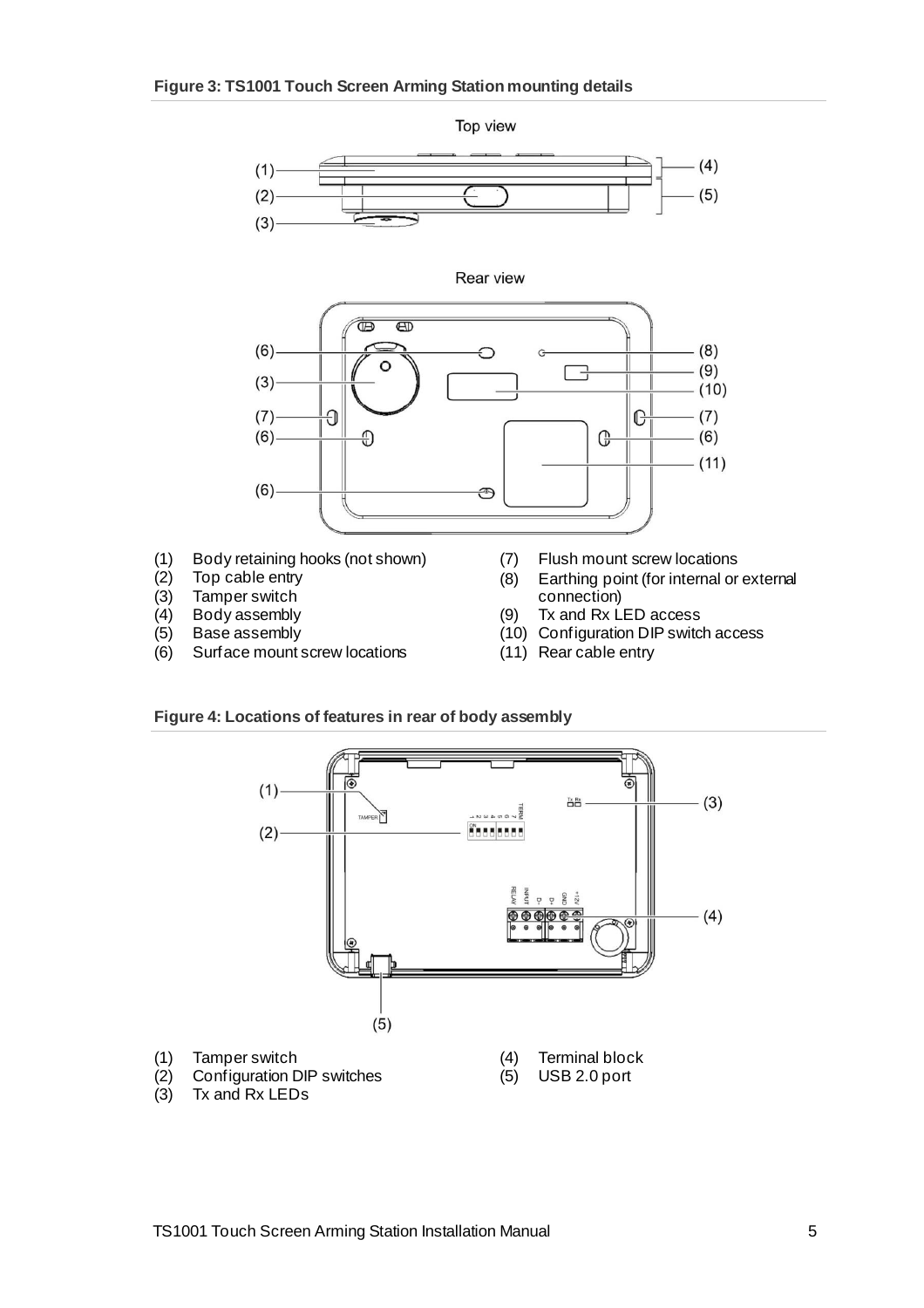**Figure 3: TS1001 Touch Screen Arming Station mounting details**

(1) Body retaining hooks (not shown)
(2) Top cable entry
(3) Tamper switch
(4) Body assembly
(5) Base assembly
(6) Surface mount screw locations
(7) Flush mount screw locations
(8) Earthing point (for internal or external connection)
(9) Tx and Rx LED access
(10) Configuration DIP switch access
(11) Rear cable entry

**Figure 4: Locations of features in rear of body assembly**

(1) Tamper switch
(2) Configuration DIP switches
(3) Tx and Rx LEDs
(4) Terminal block
(5) USB 2.0 port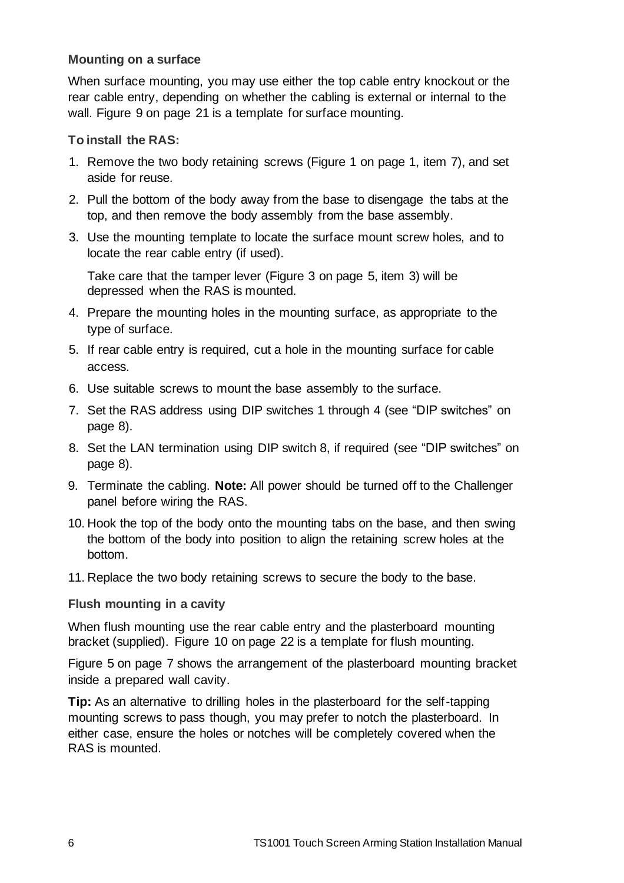### Mounting on a surface

When surface mounting, you may use either the top cable entry knockout or the rear cable entry, depending on whether the cabling is external or internal to the wall. Figure 9 on page 21 is a template for surface mounting.

**To install the RAS:**

1. Remove the two body retaining screws (Figure 1 on page 1, item 7), and set aside for reuse.
2. Pull the bottom of the body away from the base to disengage the tabs at the top, and then remove the body assembly from the base assembly.
3. Use the mounting template to locate the surface mount screw holes, and to locate the rear cable entry (if used).

   Take care that the tamper lever (Figure 3 on page 5, item 3) will be depressed when the RAS is mounted.
4. Prepare the mounting holes in the mounting surface, as appropriate to the type of surface.
5. If rear cable entry is required, cut a hole in the mounting surface for cable access.
6. Use suitable screws to mount the base assembly to the surface.
7. Set the RAS address using DIP switches 1 through 4 (see "DIP switches" on page 8).
8. Set the LAN termination using DIP switch 8, if required (see "DIP switches" on page 8).
9. Terminate the cabling. **Note:** All power should be turned off to the Challenger panel before wiring the RAS.
10. Hook the top of the body onto the mounting tabs on the base, and then swing the bottom of the body into position to align the retaining screw holes at the bottom.
11. Replace the two body retaining screws to secure the body to the base.

### Flush mounting in a cavity

When flush mounting use the rear cable entry and the plasterboard mounting bracket (supplied). Figure 10 on page 22 is a template for flush mounting.

Figure 5 on page 7 shows the arrangement of the plasterboard mounting bracket inside a prepared wall cavity.

**Tip:** As an alternative to drilling holes in the plasterboard for the self-tapping mounting screws to pass though, you may prefer to notch the plasterboard. In either case, ensure the holes or notches will be completely covered when the RAS is mounted.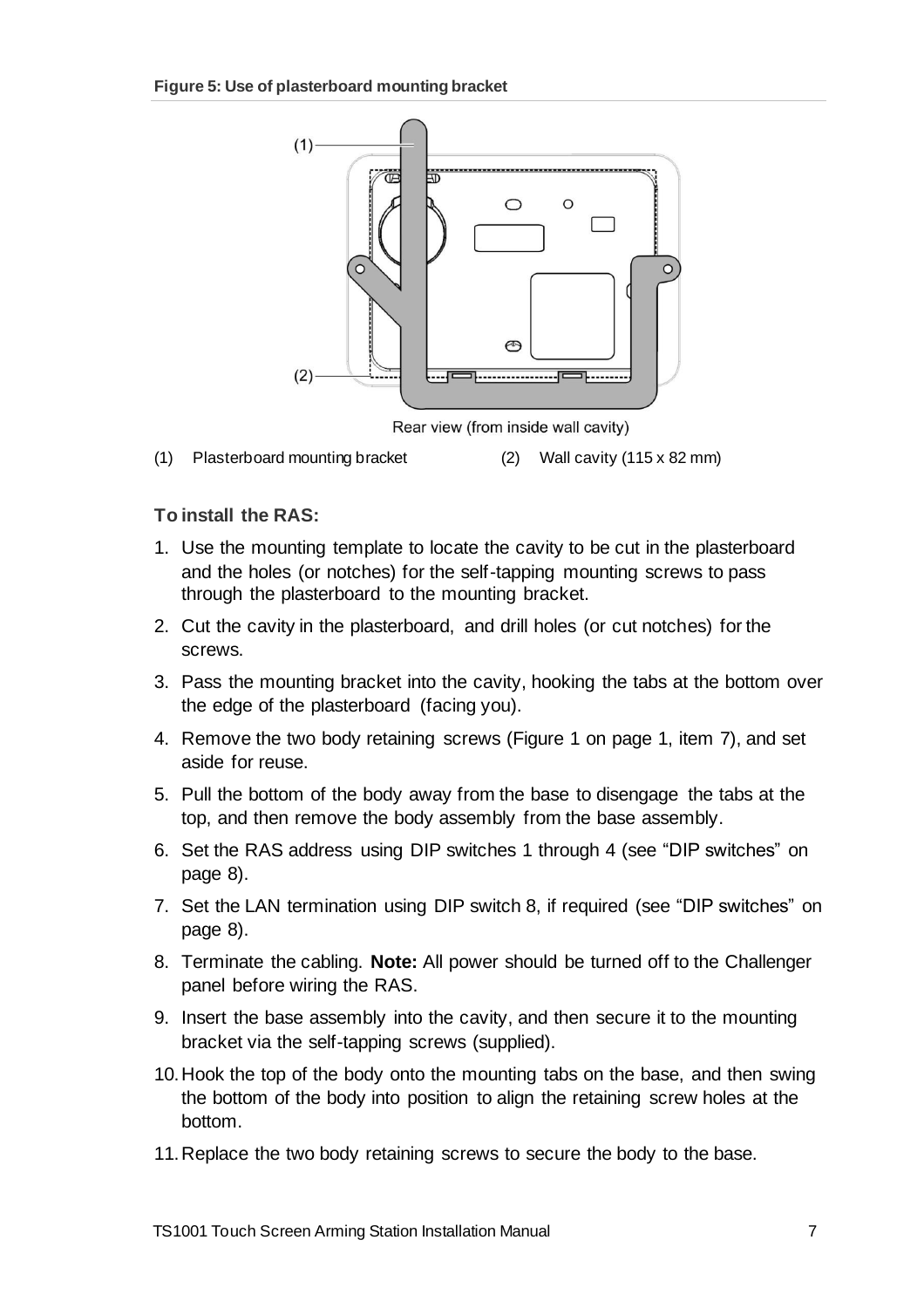**Figure 5: Use of plasterboard mounting bracket**

Rear view (from inside wall cavity)

(1) Plasterboard mounting bracket (2) Wall cavity (115 x 82 mm)

**To install the RAS:**

1. Use the mounting template to locate the cavity to be cut in the plasterboard and the holes (or notches) for the self-tapping mounting screws to pass through the plasterboard to the mounting bracket.
2. Cut the cavity in the plasterboard, and drill holes (or cut notches) for the screws.
3. Pass the mounting bracket into the cavity, hooking the tabs at the bottom over the edge of the plasterboard (facing you).
4. Remove the two body retaining screws (Figure 1 on page 1, item 7), and set aside for reuse.
5. Pull the bottom of the body away from the base to disengage the tabs at the top, and then remove the body assembly from the base assembly.
6. Set the RAS address using DIP switches 1 through 4 (see "DIP switches" on page 8).
7. Set the LAN termination using DIP switch 8, if required (see "DIP switches" on page 8).
8. Terminate the cabling. **Note:** All power should be turned off to the Challenger panel before wiring the RAS.
9. Insert the base assembly into the cavity, and then secure it to the mounting bracket via the self-tapping screws (supplied).
10. Hook the top of the body onto the mounting tabs on the base, and then swing the bottom of the body into position to align the retaining screw holes at the bottom.
11. Replace the two body retaining screws to secure the body to the base.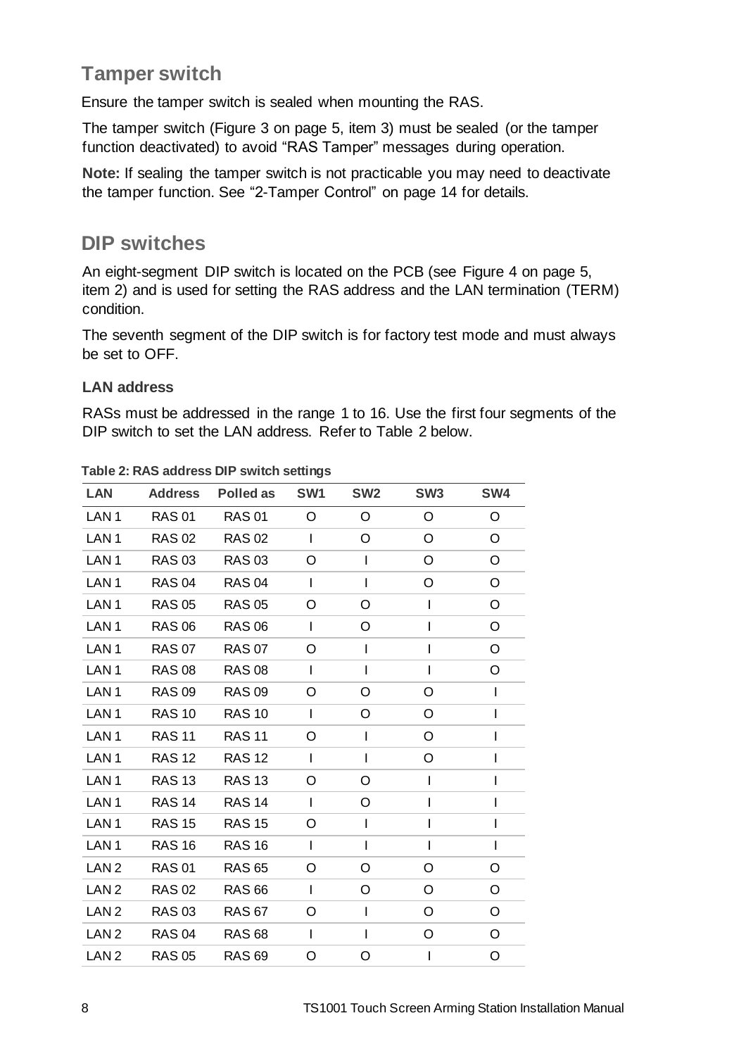## Tamper switch

Ensure the tamper switch is sealed when mounting the RAS.

The tamper switch (Figure 3 on page 5, item 3) must be sealed (or the tamper function deactivated) to avoid "RAS Tamper" messages during operation.

**Note:** If sealing the tamper switch is not practicable you may need to deactivate the tamper function. See "2-Tamper Control" on page 14 for details.

## DIP switches

An eight-segment DIP switch is located on the PCB (see Figure 4 on page 5, item 2) and is used for setting the RAS address and the LAN termination (TERM) condition.

The seventh segment of the DIP switch is for factory test mode and must always be set to OFF.

### LAN address

RASs must be addressed in the range 1 to 16. Use the first four segments of the DIP switch to set the LAN address. Refer to Table 2 below.

**Table 2: RAS address DIP switch settings**

| LAN | Address | Polled as | SW1 | SW2 | SW3 | SW4 |
|---|---|---|---|---|---|---|
| LAN 1 | RAS 01 | RAS 01 | O | O | O | O |
| LAN 1 | RAS 02 | RAS 02 | I | O | O | O |
| LAN 1 | RAS 03 | RAS 03 | O | I | O | O |
| LAN 1 | RAS 04 | RAS 04 | I | I | O | O |
| LAN 1 | RAS 05 | RAS 05 | O | O | I | O |
| LAN 1 | RAS 06 | RAS 06 | I | O | I | O |
| LAN 1 | RAS 07 | RAS 07 | O | I | I | O |
| LAN 1 | RAS 08 | RAS 08 | I | I | I | O |
| LAN 1 | RAS 09 | RAS 09 | O | O | O | I |
| LAN 1 | RAS 10 | RAS 10 | I | O | O | I |
| LAN 1 | RAS 11 | RAS 11 | O | I | O | I |
| LAN 1 | RAS 12 | RAS 12 | I | I | O | I |
| LAN 1 | RAS 13 | RAS 13 | O | O | I | I |
| LAN 1 | RAS 14 | RAS 14 | I | O | I | I |
| LAN 1 | RAS 15 | RAS 15 | O | I | I | I |
| LAN 1 | RAS 16 | RAS 16 | I | I | I | I |
| LAN 2 | RAS 01 | RAS 65 | O | O | O | O |
| LAN 2 | RAS 02 | RAS 66 | I | O | O | O |
| LAN 2 | RAS 03 | RAS 67 | O | I | O | O |
| LAN 2 | RAS 04 | RAS 68 | I | I | O | O |
| LAN 2 | RAS 05 | RAS 69 | O | O | I | O |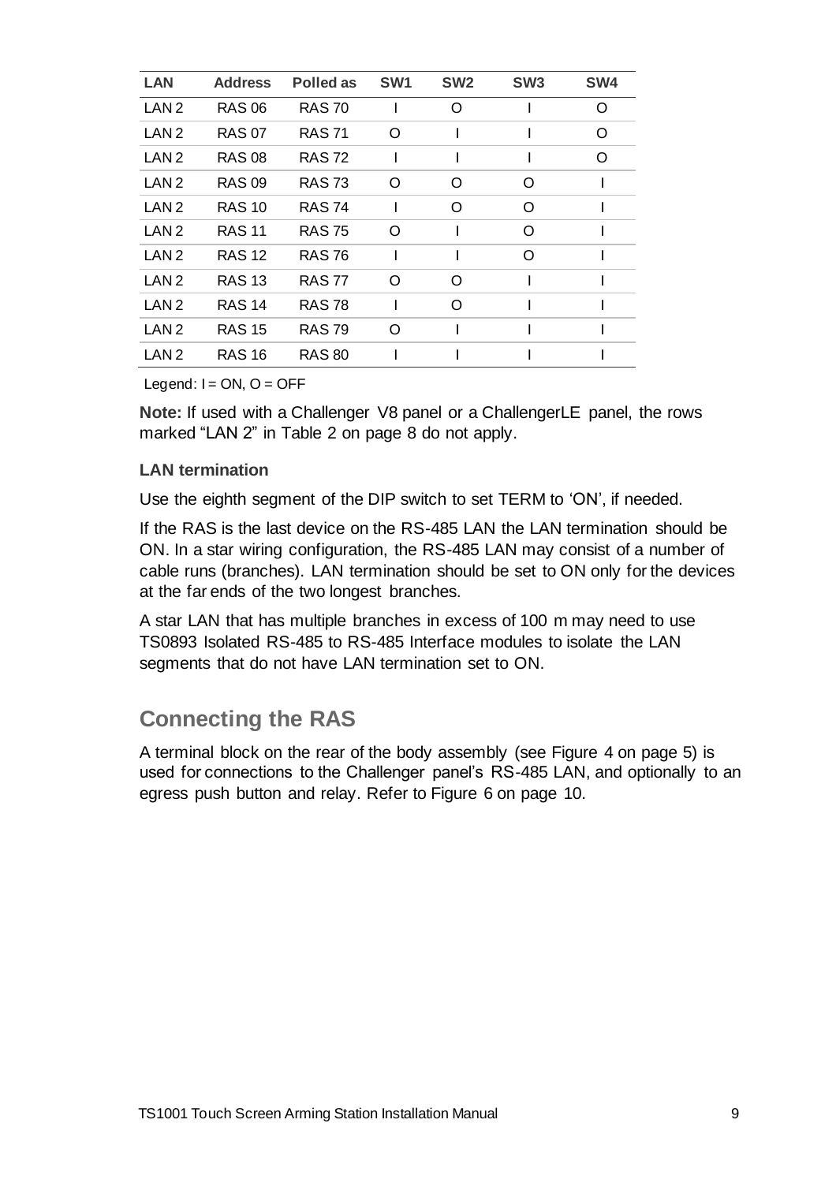| LAN | Address | Polled as | SW1 | SW2 | SW3 | SW4 |
|---|---|---|---|---|---|---|
| LAN 2 | RAS 06 | RAS 70 | I | O | I | O |
| LAN 2 | RAS 07 | RAS 71 | O | I | I | O |
| LAN 2 | RAS 08 | RAS 72 | I | I | I | O |
| LAN 2 | RAS 09 | RAS 73 | O | O | O | I |
| LAN 2 | RAS 10 | RAS 74 | I | O | O | I |
| LAN 2 | RAS 11 | RAS 75 | O | I | O | I |
| LAN 2 | RAS 12 | RAS 76 | I | I | O | I |
| LAN 2 | RAS 13 | RAS 77 | O | O | I | I |
| LAN 2 | RAS 14 | RAS 78 | I | O | I | I |
| LAN 2 | RAS 15 | RAS 79 | O | I | I | I |
| LAN 2 | RAS 16 | RAS 80 | I | I | I | I |

Legend: I = ON, O = OFF

**Note:** If used with a Challenger V8 panel or a ChallengerLE panel, the rows marked "LAN 2" in Table 2 on page 8 do not apply.

**LAN termination**

Use the eighth segment of the DIP switch to set TERM to 'ON', if needed.

If the RAS is the last device on the RS-485 LAN the LAN termination should be ON. In a star wiring configuration, the RS-485 LAN may consist of a number of cable runs (branches). LAN termination should be set to ON only for the devices at the far ends of the two longest branches.

A star LAN that has multiple branches in excess of 100 m may need to use TS0893 Isolated RS-485 to RS-485 Interface modules to isolate the LAN segments that do not have LAN termination set to ON.

## Connecting the RAS

A terminal block on the rear of the body assembly (see Figure 4 on page 5) is used for connections to the Challenger panel's RS-485 LAN, and optionally to an egress push button and relay. Refer to Figure 6 on page 10.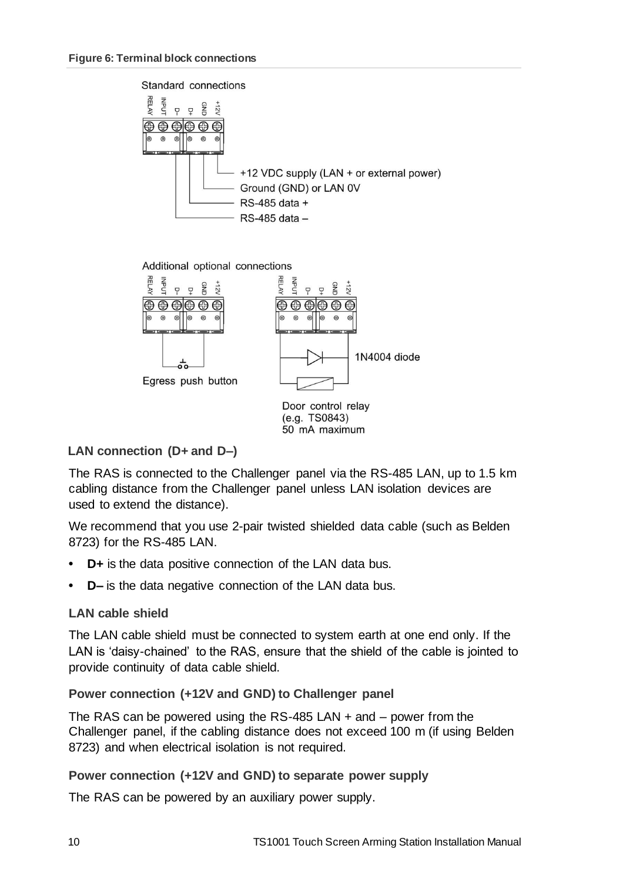**Figure 6: Terminal block connections**

Standard connections

RELAY INPUT D– D+ GND +12V

+12 VDC supply (LAN + or external power)
Ground (GND) or LAN 0V
RS-485 data +
RS-485 data –

Additional optional connections

RELAY INPUT D– D+ GND +12V

Egress push button

RELAY INPUT D– D+ GND +12V

1N4004 diode

Door control relay (e.g. TS0843) 50 mA maximum

### LAN connection (D+ and D–)

The RAS is connected to the Challenger panel via the RS-485 LAN, up to 1.5 km cabling distance from the Challenger panel unless LAN isolation devices are used to extend the distance).

We recommend that you use 2-pair twisted shielded data cable (such as Belden 8723) for the RS-485 LAN.

- **D+** is the data positive connection of the LAN data bus.
- **D–** is the data negative connection of the LAN data bus.

#### LAN cable shield

The LAN cable shield must be connected to system earth at one end only. If the LAN is 'daisy-chained' to the RAS, ensure that the shield of the cable is jointed to provide continuity of data cable shield.

#### Power connection (+12V and GND) to Challenger panel

The RAS can be powered using the RS-485 LAN + and – power from the Challenger panel, if the cabling distance does not exceed 100 m (if using Belden 8723) and when electrical isolation is not required.

#### Power connection (+12V and GND) to separate power supply

The RAS can be powered by an auxiliary power supply.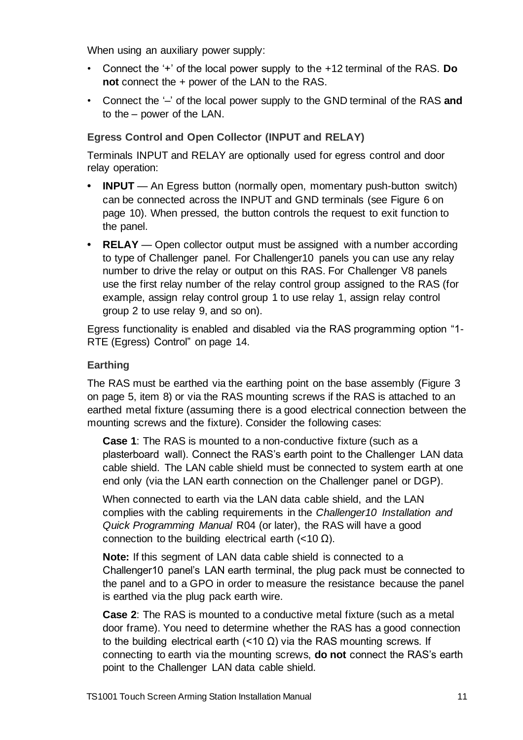When using an auxiliary power supply:

- Connect the '+' of the local power supply to the +12 terminal of the RAS. **Do not** connect the + power of the LAN to the RAS.
- Connect the '–' of the local power supply to the GND terminal of the RAS **and** to the – power of the LAN.

### Egress Control and Open Collector (INPUT and RELAY)

Terminals INPUT and RELAY are optionally used for egress control and door relay operation:

- **INPUT** — An Egress button (normally open, momentary push-button switch) can be connected across the INPUT and GND terminals (see Figure 6 on page 10). When pressed, the button controls the request to exit function to the panel.
- **RELAY** — Open collector output must be assigned with a number according to type of Challenger panel. For Challenger10 panels you can use any relay number to drive the relay or output on this RAS. For Challenger V8 panels use the first relay number of the relay control group assigned to the RAS (for example, assign relay control group 1 to use relay 1, assign relay control group 2 to use relay 9, and so on).

Egress functionality is enabled and disabled via the RAS programming option "1-RTE (Egress) Control" on page 14.

### Earthing

The RAS must be earthed via the earthing point on the base assembly (Figure 3 on page 5, item 8) or via the RAS mounting screws if the RAS is attached to an earthed metal fixture (assuming there is a good electrical connection between the mounting screws and the fixture). Consider the following cases:

**Case 1**: The RAS is mounted to a non-conductive fixture (such as a plasterboard wall). Connect the RAS's earth point to the Challenger LAN data cable shield. The LAN cable shield must be connected to system earth at one end only (via the LAN earth connection on the Challenger panel or DGP).

When connected to earth via the LAN data cable shield, and the LAN complies with the cabling requirements in the *Challenger10 Installation and Quick Programming Manual* R04 (or later), the RAS will have a good connection to the building electrical earth ($<10\ \Omega$).

**Note:** If this segment of LAN data cable shield is connected to a Challenger10 panel's LAN earth terminal, the plug pack must be connected to the panel and to a GPO in order to measure the resistance because the panel is earthed via the plug pack earth wire.

**Case 2**: The RAS is mounted to a conductive metal fixture (such as a metal door frame). You need to determine whether the RAS has a good connection to the building electrical earth ($<10\ \Omega$) via the RAS mounting screws. If connecting to earth via the mounting screws, **do not** connect the RAS's earth point to the Challenger LAN data cable shield.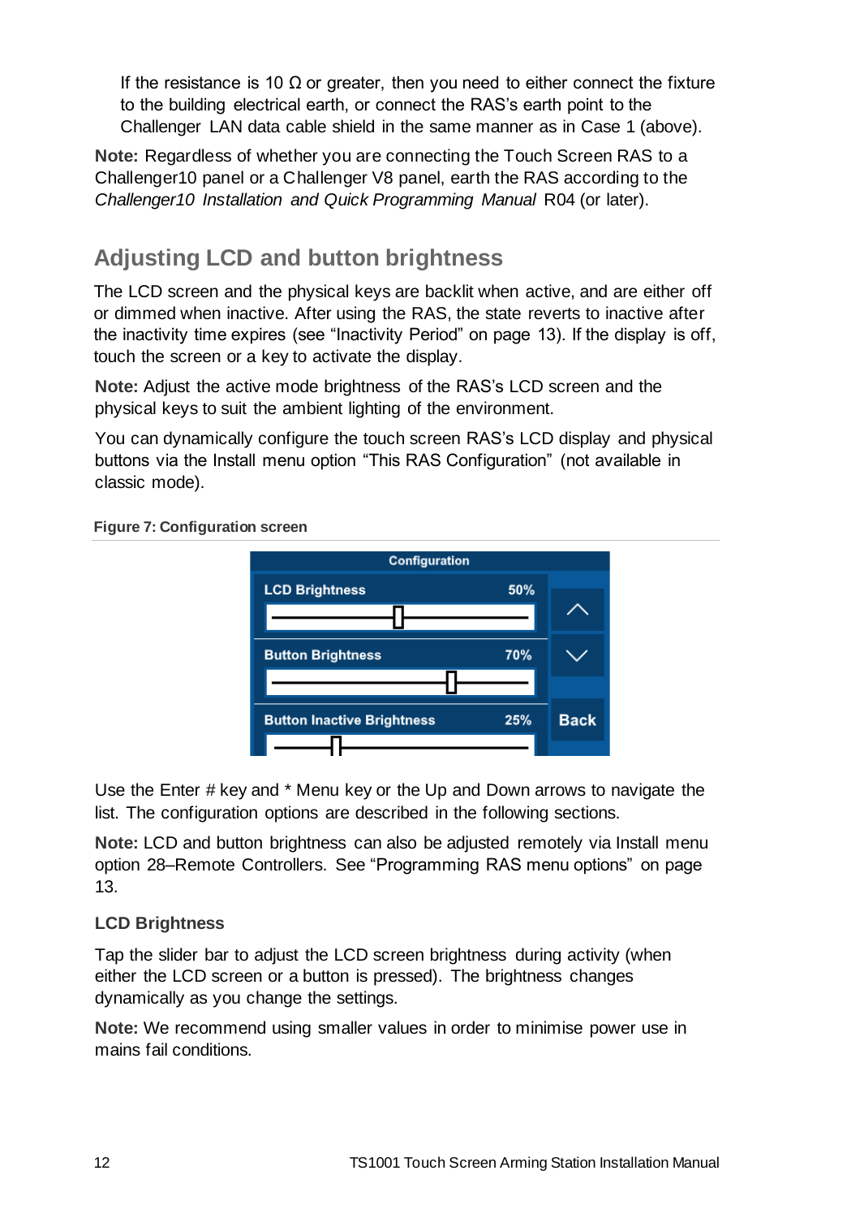If the resistance is 10 Ω or greater, then you need to either connect the fixture to the building electrical earth, or connect the RAS's earth point to the Challenger LAN data cable shield in the same manner as in Case 1 (above).

**Note:** Regardless of whether you are connecting the Touch Screen RAS to a Challenger10 panel or a Challenger V8 panel, earth the RAS according to the *Challenger10 Installation and Quick Programming Manual* R04 (or later).

## Adjusting LCD and button brightness

The LCD screen and the physical keys are backlit when active, and are either off or dimmed when inactive. After using the RAS, the state reverts to inactive after the inactivity time expires (see "Inactivity Period" on page 13). If the display is off, touch the screen or a key to activate the display.

**Note:** Adjust the active mode brightness of the RAS's LCD screen and the physical keys to suit the ambient lighting of the environment.

You can dynamically configure the touch screen RAS's LCD display and physical buttons via the Install menu option "This RAS Configuration" (not available in classic mode).

**Figure 7: Configuration screen**

Use the Enter # key and * Menu key or the Up and Down arrows to navigate the list. The configuration options are described in the following sections.

**Note:** LCD and button brightness can also be adjusted remotely via Install menu option 28–Remote Controllers. See "Programming RAS menu options" on page 13.

### LCD Brightness

Tap the slider bar to adjust the LCD screen brightness during activity (when either the LCD screen or a button is pressed). The brightness changes dynamically as you change the settings.

**Note:** We recommend using smaller values in order to minimise power use in mains fail conditions.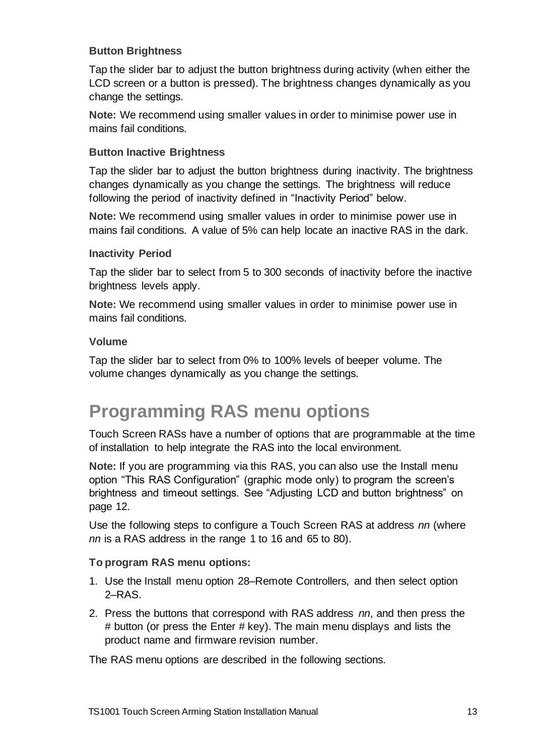### Button Brightness

Tap the slider bar to adjust the button brightness during activity (when either the LCD screen or a button is pressed). The brightness changes dynamically as you change the settings.

**Note:** We recommend using smaller values in order to minimise power use in mains fail conditions.

### Button Inactive Brightness

Tap the slider bar to adjust the button brightness during inactivity. The brightness changes dynamically as you change the settings. The brightness will reduce following the period of inactivity defined in "Inactivity Period" below.

**Note:** We recommend using smaller values in order to minimise power use in mains fail conditions. A value of 5% can help locate an inactive RAS in the dark.

### Inactivity Period

Tap the slider bar to select from 5 to 300 seconds of inactivity before the inactive brightness levels apply.

**Note:** We recommend using smaller values in order to minimise power use in mains fail conditions.

### Volume

Tap the slider bar to select from 0% to 100% levels of beeper volume. The volume changes dynamically as you change the settings.

# Programming RAS menu options

Touch Screen RASs have a number of options that are programmable at the time of installation to help integrate the RAS into the local environment.

**Note:** If you are programming via this RAS, you can also use the Install menu option "This RAS Configuration" (graphic mode only) to program the screen's brightness and timeout settings. See "Adjusting LCD and button brightness" on page 12.

Use the following steps to configure a Touch Screen RAS at address *nn* (where *nn* is a RAS address in the range 1 to 16 and 65 to 80).

**To program RAS menu options:**

1. Use the Install menu option 28–Remote Controllers, and then select option 2–RAS.
2. Press the buttons that correspond with RAS address *nn*, and then press the # button (or press the Enter # key). The main menu displays and lists the product name and firmware revision number.

The RAS menu options are described in the following sections.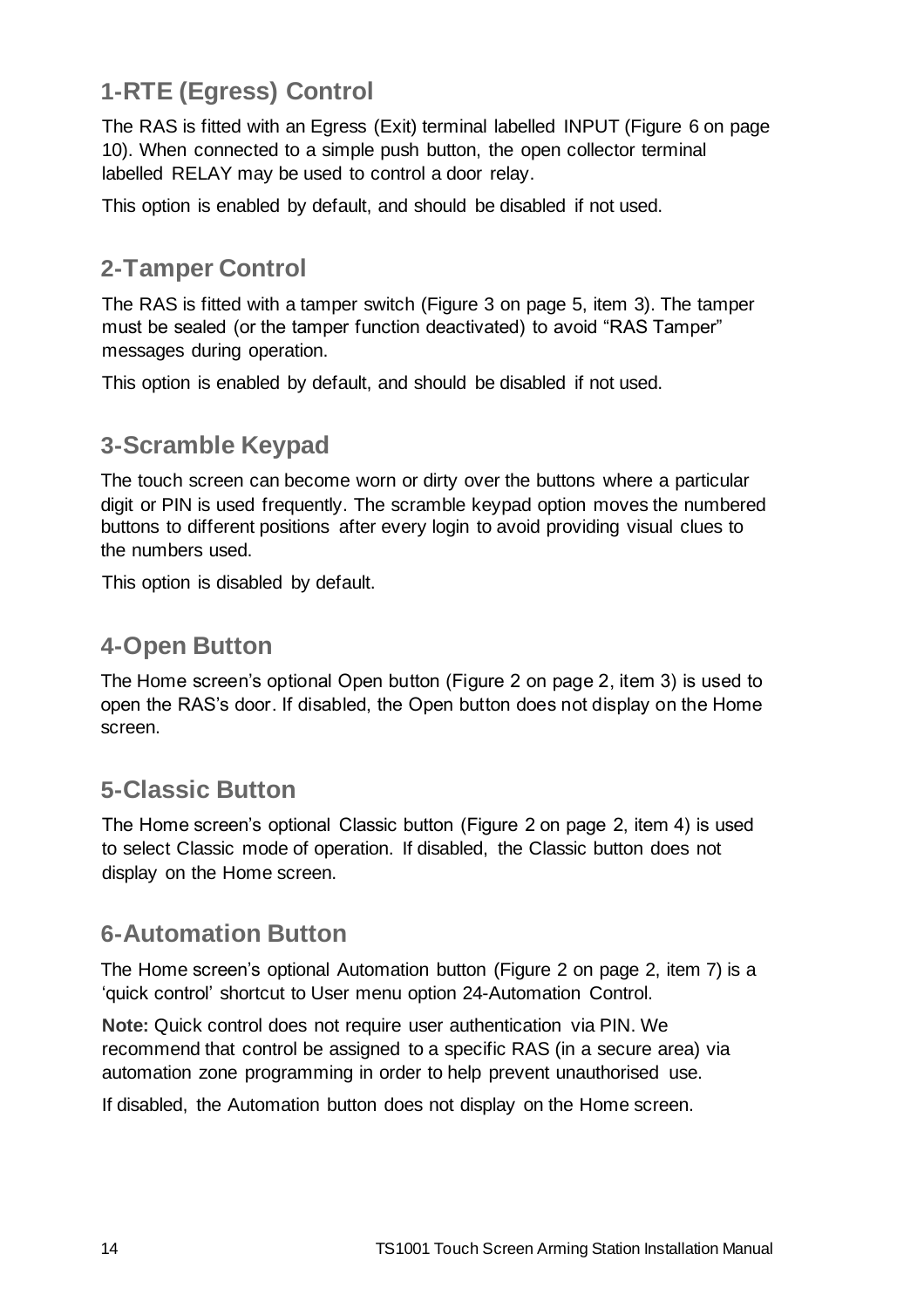## 1-RTE (Egress) Control

The RAS is fitted with an Egress (Exit) terminal labelled INPUT (Figure 6 on page 10). When connected to a simple push button, the open collector terminal labelled RELAY may be used to control a door relay.

This option is enabled by default, and should be disabled if not used.

## 2-Tamper Control

The RAS is fitted with a tamper switch (Figure 3 on page 5, item 3). The tamper must be sealed (or the tamper function deactivated) to avoid “RAS Tamper” messages during operation.

This option is enabled by default, and should be disabled if not used.

## 3-Scramble Keypad

The touch screen can become worn or dirty over the buttons where a particular digit or PIN is used frequently. The scramble keypad option moves the numbered buttons to different positions after every login to avoid providing visual clues to the numbers used.

This option is disabled by default.

## 4-Open Button

The Home screen’s optional Open button (Figure 2 on page 2, item 3) is used to open the RAS’s door. If disabled, the Open button does not display on the Home screen.

## 5-Classic Button

The Home screen’s optional Classic button (Figure 2 on page 2, item 4) is used to select Classic mode of operation. If disabled, the Classic button does not display on the Home screen.

## 6-Automation Button

The Home screen’s optional Automation button (Figure 2 on page 2, item 7) is a ‘quick control’ shortcut to User menu option 24-Automation Control.

**Note:** Quick control does not require user authentication via PIN. We recommend that control be assigned to a specific RAS (in a secure area) via automation zone programming in order to help prevent unauthorised use.

If disabled, the Automation button does not display on the Home screen.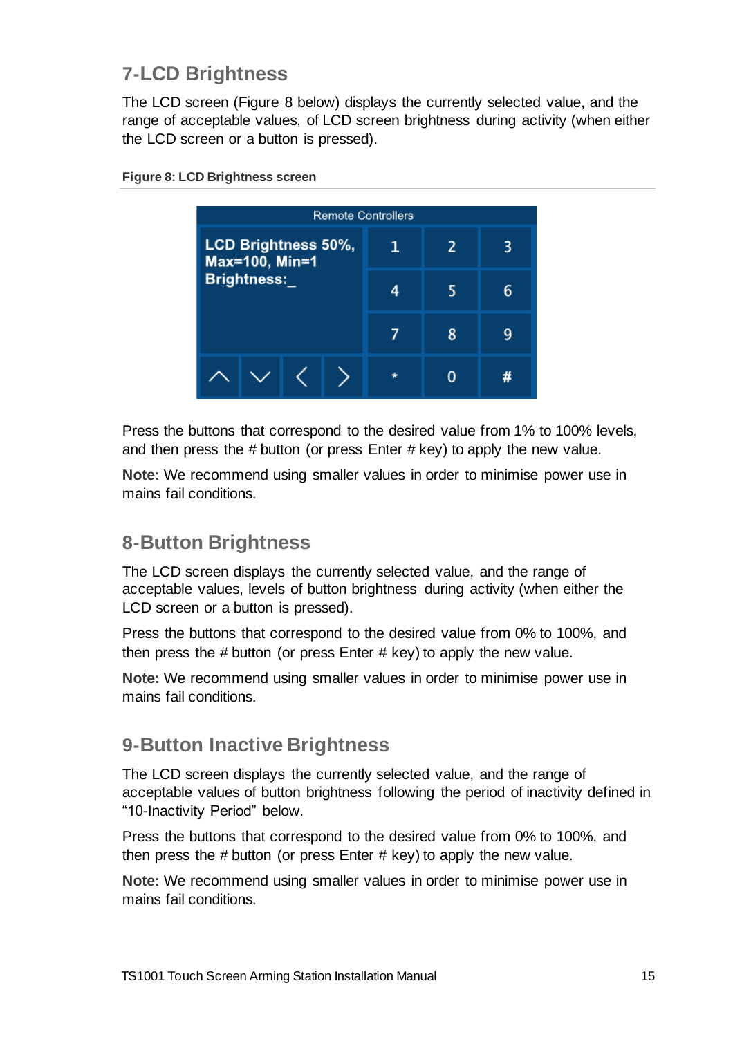## 7-LCD Brightness

The LCD screen (Figure 8 below) displays the currently selected value, and the range of acceptable values, of LCD screen brightness during activity (when either the LCD screen or a button is pressed).

**Figure 8: LCD Brightness screen**

Press the buttons that correspond to the desired value from 1% to 100% levels, and then press the # button (or press Enter # key) to apply the new value.

**Note:** We recommend using smaller values in order to minimise power use in mains fail conditions.

## 8-Button Brightness

The LCD screen displays the currently selected value, and the range of acceptable values, levels of button brightness during activity (when either the LCD screen or a button is pressed).

Press the buttons that correspond to the desired value from 0% to 100%, and then press the # button (or press Enter # key) to apply the new value.

**Note:** We recommend using smaller values in order to minimise power use in mains fail conditions.

## 9-Button Inactive Brightness

The LCD screen displays the currently selected value, and the range of acceptable values of button brightness following the period of inactivity defined in "10-Inactivity Period" below.

Press the buttons that correspond to the desired value from 0% to 100%, and then press the # button (or press Enter # key) to apply the new value.

**Note:** We recommend using smaller values in order to minimise power use in mains fail conditions.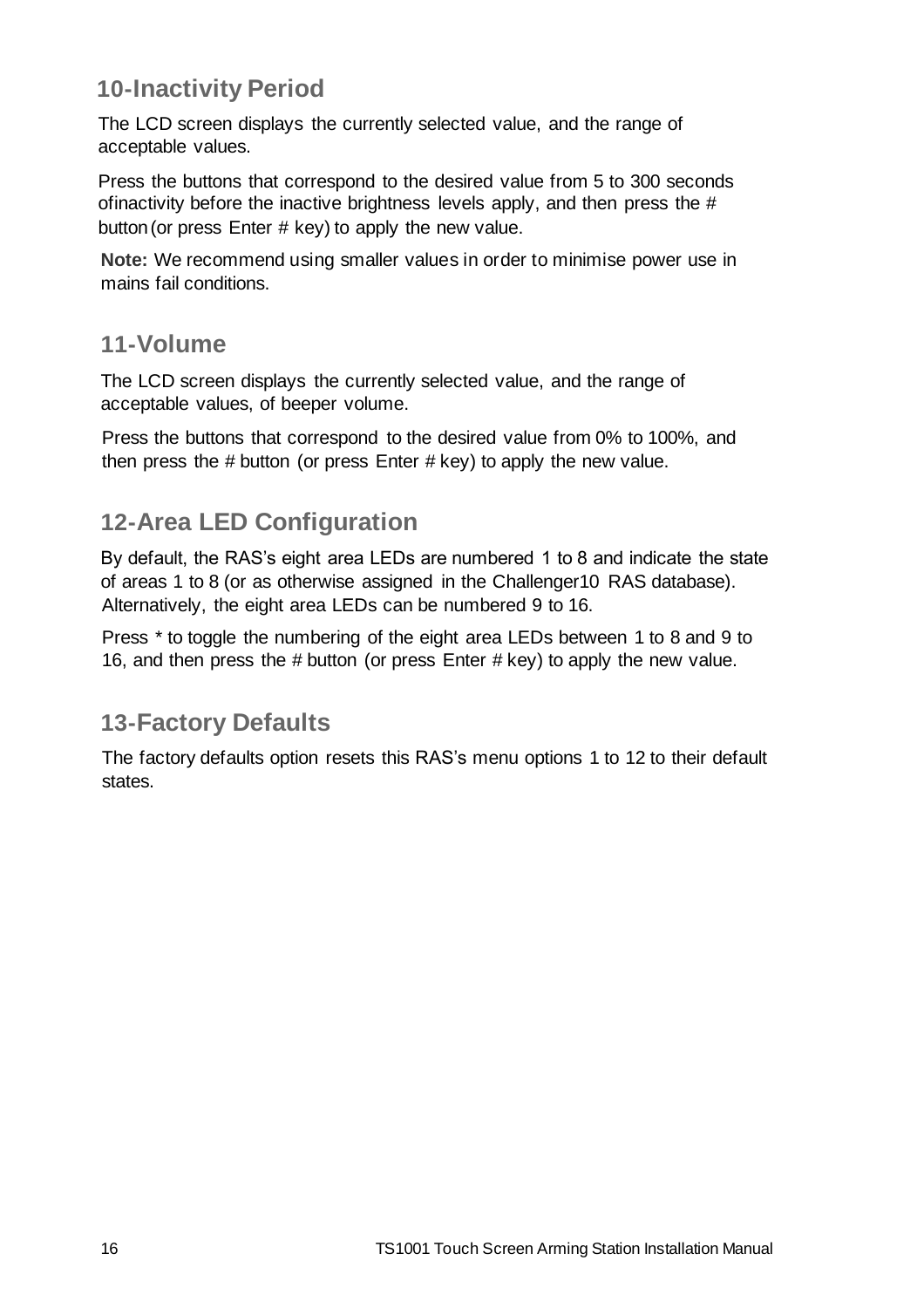## 10-Inactivity Period

The LCD screen displays the currently selected value, and the range of acceptable values.

Press the buttons that correspond to the desired value from 5 to 300 seconds ofinactivity before the inactive brightness levels apply, and then press the # button (or press Enter # key) to apply the new value.

**Note:** We recommend using smaller values in order to minimise power use in mains fail conditions.

## 11-Volume

The LCD screen displays the currently selected value, and the range of acceptable values, of beeper volume.

Press the buttons that correspond to the desired value from 0% to 100%, and then press the # button (or press Enter # key) to apply the new value.

## 12-Area LED Configuration

By default, the RAS's eight area LEDs are numbered 1 to 8 and indicate the state of areas 1 to 8 (or as otherwise assigned in the Challenger10 RAS database). Alternatively, the eight area LEDs can be numbered 9 to 16.

Press * to toggle the numbering of the eight area LEDs between 1 to 8 and 9 to 16, and then press the # button (or press Enter # key) to apply the new value.

## 13-Factory Defaults

The factory defaults option resets this RAS's menu options 1 to 12 to their default states.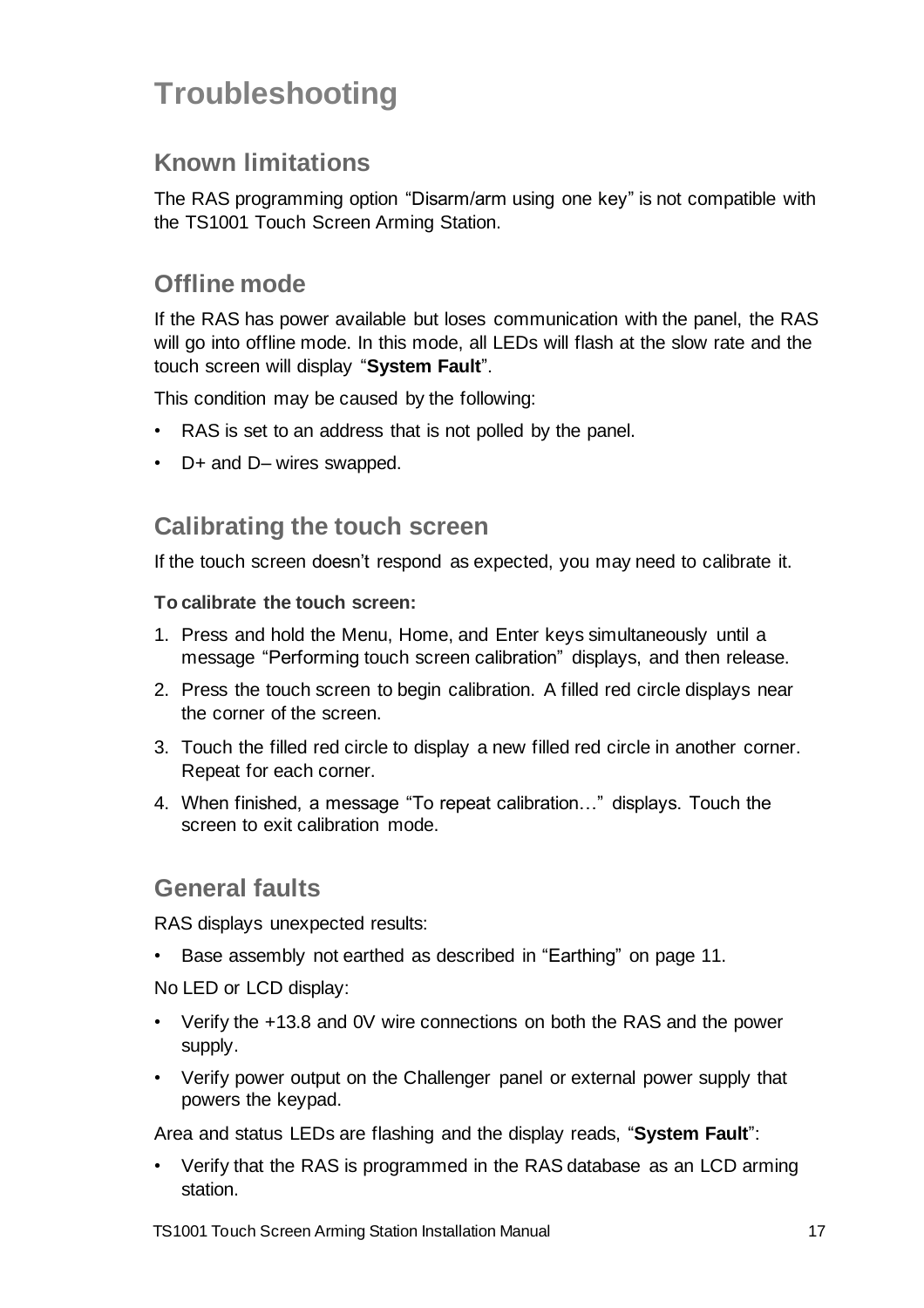# Troubleshooting

## Known limitations

The RAS programming option "Disarm/arm using one key" is not compatible with the TS1001 Touch Screen Arming Station.

## Offline mode

If the RAS has power available but loses communication with the panel, the RAS will go into offline mode. In this mode, all LEDs will flash at the slow rate and the touch screen will display "**System Fault**".

This condition may be caused by the following:

- RAS is set to an address that is not polled by the panel.
- D+ and D– wires swapped.

## Calibrating the touch screen

If the touch screen doesn't respond as expected, you may need to calibrate it.

**To calibrate the touch screen:**

1. Press and hold the Menu, Home, and Enter keys simultaneously until a message "Performing touch screen calibration" displays, and then release.
2. Press the touch screen to begin calibration. A filled red circle displays near the corner of the screen.
3. Touch the filled red circle to display a new filled red circle in another corner. Repeat for each corner.
4. When finished, a message "To repeat calibration…" displays. Touch the screen to exit calibration mode.

## General faults

RAS displays unexpected results:

- Base assembly not earthed as described in "Earthing" on page 11.

No LED or LCD display:

- Verify the +13.8 and 0V wire connections on both the RAS and the power supply.
- Verify power output on the Challenger panel or external power supply that powers the keypad.

Area and status LEDs are flashing and the display reads, "**System Fault**":

- Verify that the RAS is programmed in the RAS database as an LCD arming station.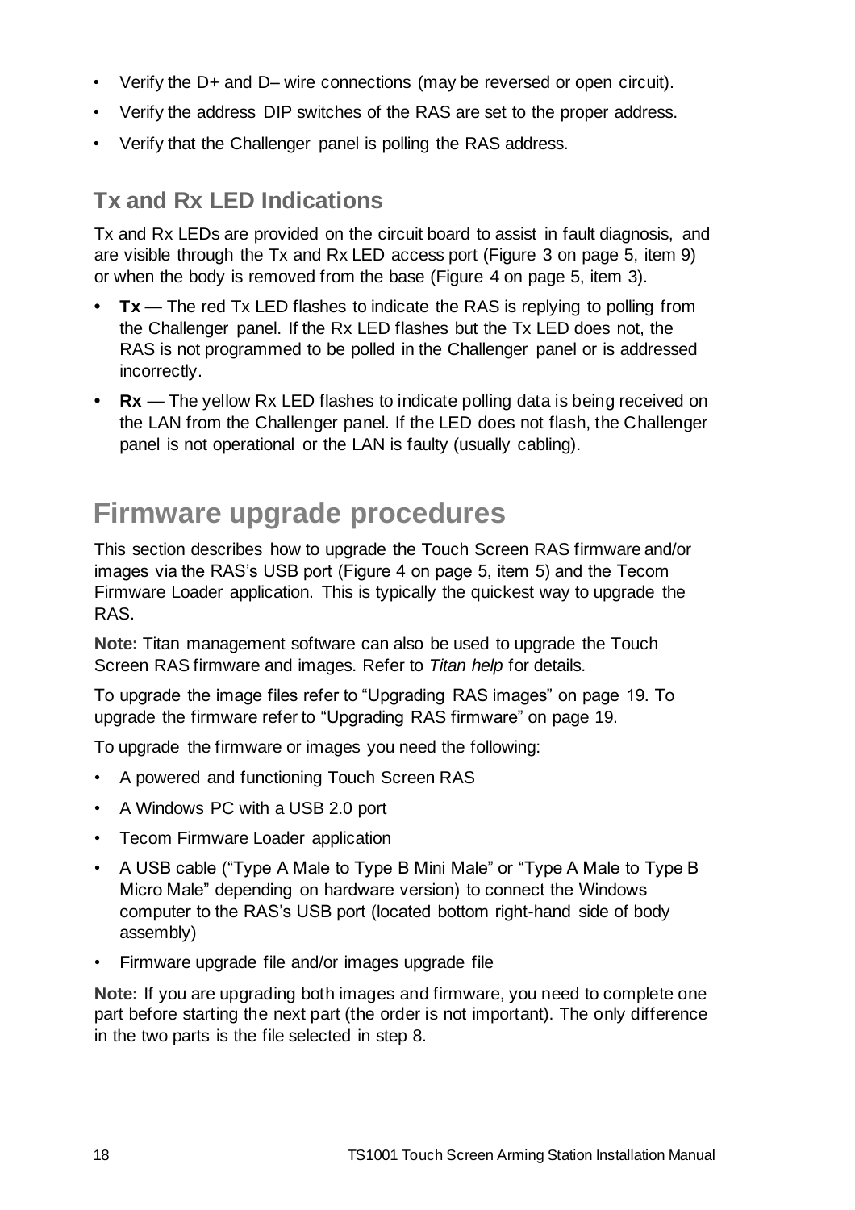- Verify the D+ and D– wire connections (may be reversed or open circuit).
- Verify the address DIP switches of the RAS are set to the proper address.
- Verify that the Challenger panel is polling the RAS address.

## Tx and Rx LED Indications

Tx and Rx LEDs are provided on the circuit board to assist in fault diagnosis, and are visible through the Tx and Rx LED access port (Figure 3 on page 5, item 9) or when the body is removed from the base (Figure 4 on page 5, item 3).

- **Tx** — The red Tx LED flashes to indicate the RAS is replying to polling from the Challenger panel. If the Rx LED flashes but the Tx LED does not, the RAS is not programmed to be polled in the Challenger panel or is addressed incorrectly.
- **Rx** — The yellow Rx LED flashes to indicate polling data is being received on the LAN from the Challenger panel. If the LED does not flash, the Challenger panel is not operational or the LAN is faulty (usually cabling).

# Firmware upgrade procedures

This section describes how to upgrade the Touch Screen RAS firmware and/or images via the RAS's USB port (Figure 4 on page 5, item 5) and the Tecom Firmware Loader application. This is typically the quickest way to upgrade the RAS.

**Note:** Titan management software can also be used to upgrade the Touch Screen RAS firmware and images. Refer to *Titan help* for details.

To upgrade the image files refer to "Upgrading RAS images" on page 19. To upgrade the firmware refer to "Upgrading RAS firmware" on page 19.

To upgrade the firmware or images you need the following:

- A powered and functioning Touch Screen RAS
- A Windows PC with a USB 2.0 port
- Tecom Firmware Loader application
- A USB cable ("Type A Male to Type B Mini Male" or "Type A Male to Type B Micro Male" depending on hardware version) to connect the Windows computer to the RAS's USB port (located bottom right-hand side of body assembly)
- Firmware upgrade file and/or images upgrade file

**Note:** If you are upgrading both images and firmware, you need to complete one part before starting the next part (the order is not important). The only difference in the two parts is the file selected in step 8.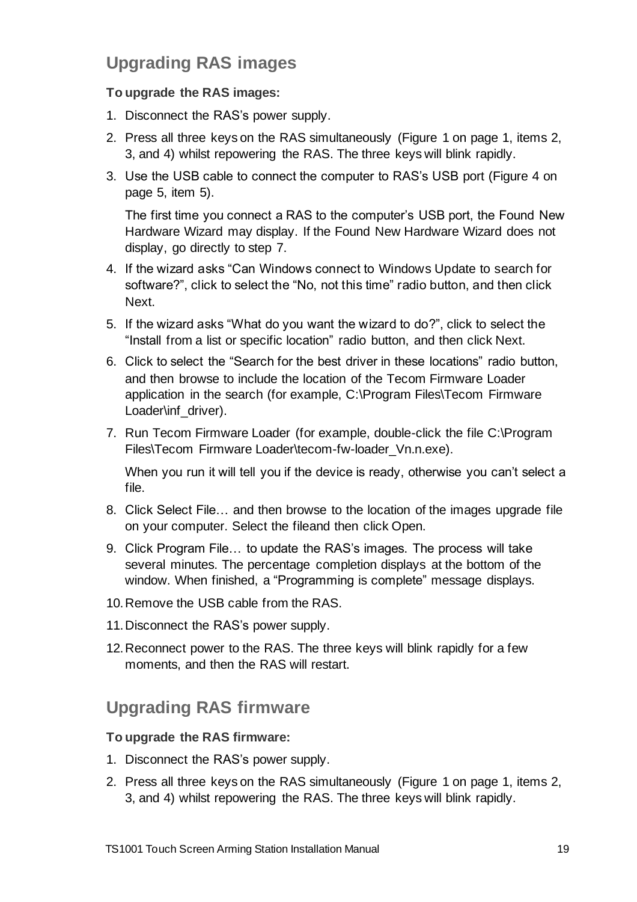## Upgrading RAS images

**To upgrade the RAS images:**

1. Disconnect the RAS's power supply.
2. Press all three keys on the RAS simultaneously (Figure 1 on page 1, items 2, 3, and 4) whilst repowering the RAS. The three keys will blink rapidly.
3. Use the USB cable to connect the computer to RAS's USB port (Figure 4 on page 5, item 5).

   The first time you connect a RAS to the computer's USB port, the Found New Hardware Wizard may display. If the Found New Hardware Wizard does not display, go directly to step 7.
4. If the wizard asks "Can Windows connect to Windows Update to search for software?", click to select the "No, not this time" radio button, and then click Next.
5. If the wizard asks "What do you want the wizard to do?", click to select the "Install from a list or specific location" radio button, and then click Next.
6. Click to select the "Search for the best driver in these locations" radio button, and then browse to include the location of the Tecom Firmware Loader application in the search (for example, C:\Program Files\Tecom Firmware Loader\inf_driver).
7. Run Tecom Firmware Loader (for example, double-click the file C:\Program Files\Tecom Firmware Loader\tecom-fw-loader_Vn.n.exe).

   When you run it will tell you if the device is ready, otherwise you can't select a file.
8. Click Select File… and then browse to the location of the images upgrade file on your computer. Select the fileand then click Open.
9. Click Program File… to update the RAS's images. The process will take several minutes. The percentage completion displays at the bottom of the window. When finished, a "Programming is complete" message displays.
10. Remove the USB cable from the RAS.
11. Disconnect the RAS's power supply.
12. Reconnect power to the RAS. The three keys will blink rapidly for a few moments, and then the RAS will restart.

## Upgrading RAS firmware

**To upgrade the RAS firmware:**

1. Disconnect the RAS's power supply.
2. Press all three keys on the RAS simultaneously (Figure 1 on page 1, items 2, 3, and 4) whilst repowering the RAS. The three keys will blink rapidly.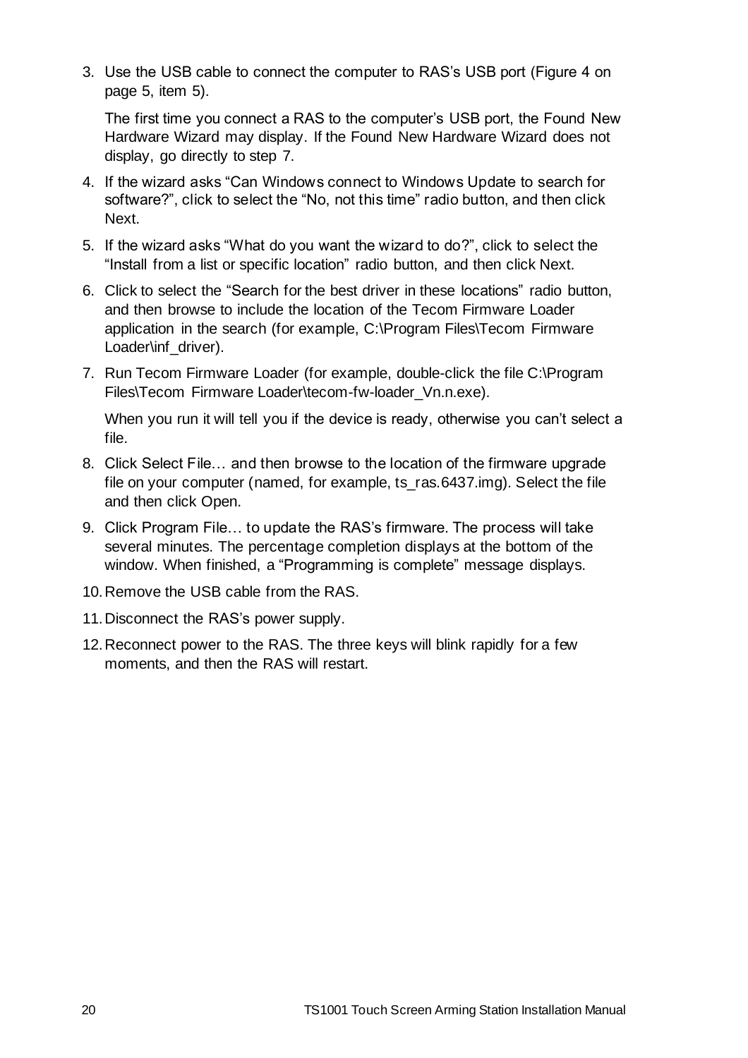3. Use the USB cable to connect the computer to RAS's USB port (Figure 4 on page 5, item 5).

   The first time you connect a RAS to the computer's USB port, the Found New Hardware Wizard may display. If the Found New Hardware Wizard does not display, go directly to step 7.

4. If the wizard asks "Can Windows connect to Windows Update to search for software?", click to select the "No, not this time" radio button, and then click Next.

5. If the wizard asks "What do you want the wizard to do?", click to select the "Install from a list or specific location" radio button, and then click Next.

6. Click to select the "Search for the best driver in these locations" radio button, and then browse to include the location of the Tecom Firmware Loader application in the search (for example, C:\Program Files\Tecom Firmware Loader\inf_driver).

7. Run Tecom Firmware Loader (for example, double-click the file C:\Program Files\Tecom Firmware Loader\tecom-fw-loader_Vn.n.exe).

   When you run it will tell you if the device is ready, otherwise you can't select a file.

8. Click Select File… and then browse to the location of the firmware upgrade file on your computer (named, for example, ts_ras.6437.img). Select the file and then click Open.

9. Click Program File… to update the RAS's firmware. The process will take several minutes. The percentage completion displays at the bottom of the window. When finished, a "Programming is complete" message displays.

10. Remove the USB cable from the RAS.

11. Disconnect the RAS's power supply.

12. Reconnect power to the RAS. The three keys will blink rapidly for a few moments, and then the RAS will restart.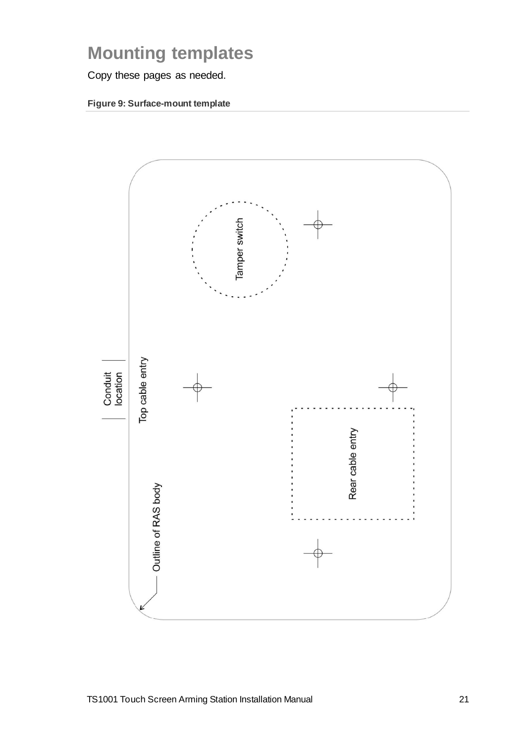# Mounting templates

Copy these pages as needed.

**Figure 9: Surface-mount template**

Tamper switch

Conduit location

Top cable entry

Rear cable entry

Outline of RAS body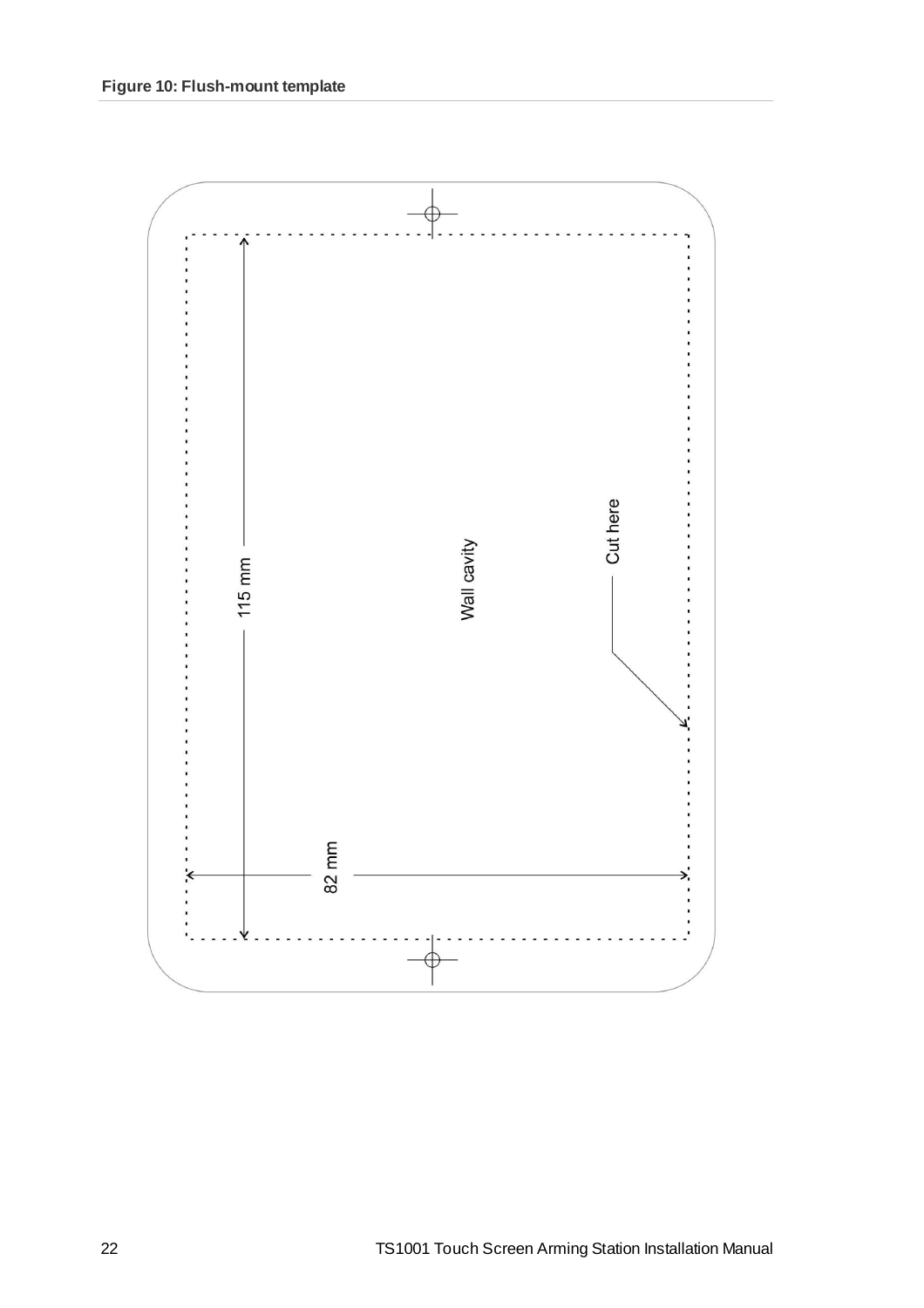**Figure 10: Flush-mount template**

115 mm

Wall cavity

Cut here

82 mm